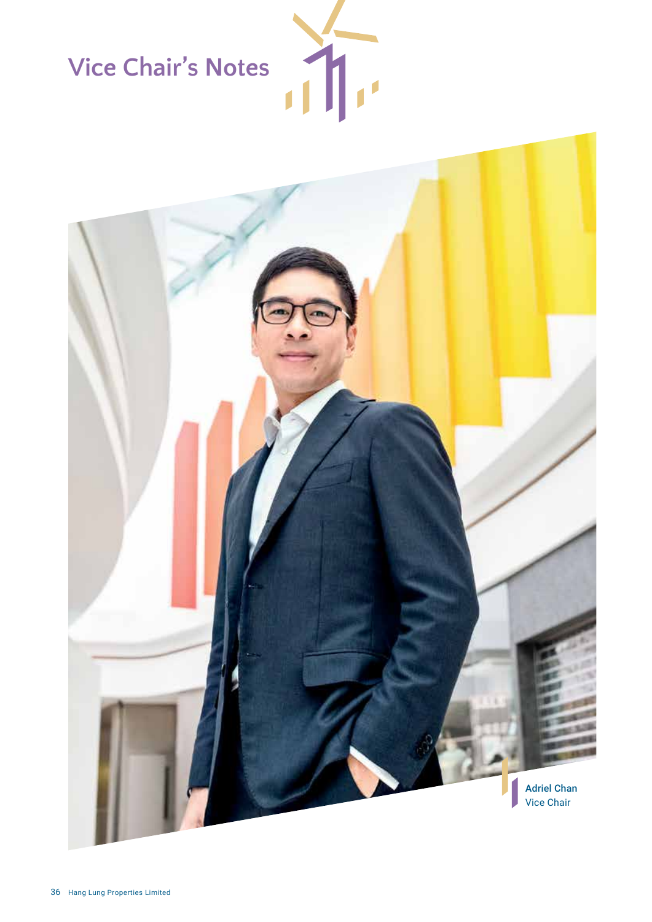# Vice Chair's Notes

**Adriel Chan**
Vice Chair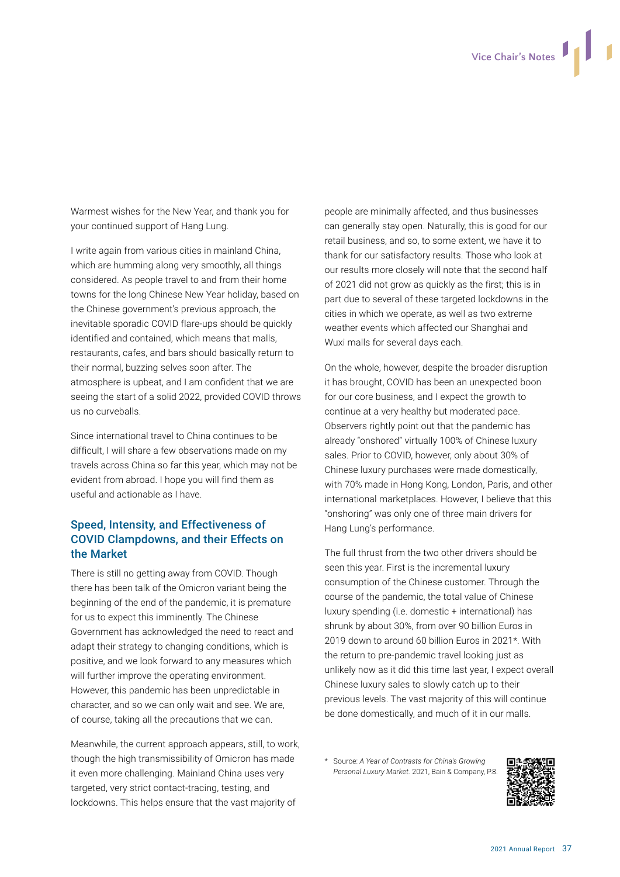Warmest wishes for the New Year, and thank you for your continued support of Hang Lung.

I write again from various cities in mainland China, which are humming along very smoothly, all things considered. As people travel to and from their home towns for the long Chinese New Year holiday, based on the Chinese government's previous approach, the inevitable sporadic COVID flare-ups should be quickly identified and contained, which means that malls, restaurants, cafes, and bars should basically return to their normal, buzzing selves soon after. The atmosphere is upbeat, and I am confident that we are seeing the start of a solid 2022, provided COVID throws us no curveballs.

Since international travel to China continues to be difficult, I will share a few observations made on my travels across China so far this year, which may not be evident from abroad. I hope you will find them as useful and actionable as I have.

## Speed, Intensity, and Effectiveness of COVID Clampdowns, and their Effects on the Market

There is still no getting away from COVID. Though there has been talk of the Omicron variant being the beginning of the end of the pandemic, it is premature for us to expect this imminently. The Chinese Government has acknowledged the need to react and adapt their strategy to changing conditions, which is positive, and we look forward to any measures which will further improve the operating environment. However, this pandemic has been unpredictable in character, and so we can only wait and see. We are, of course, taking all the precautions that we can.

Meanwhile, the current approach appears, still, to work, though the high transmissibility of Omicron has made it even more challenging. Mainland China uses very targeted, very strict contact-tracing, testing, and lockdowns. This helps ensure that the vast majority of people are minimally affected, and thus businesses can generally stay open. Naturally, this is good for our retail business, and so, to some extent, we have it to thank for our satisfactory results. Those who look at our results more closely will note that the second half of 2021 did not grow as quickly as the first; this is in part due to several of these targeted lockdowns in the cities in which we operate, as well as two extreme weather events which affected our Shanghai and Wuxi malls for several days each.

On the whole, however, despite the broader disruption it has brought, COVID has been an unexpected boon for our core business, and I expect the growth to continue at a very healthy but moderated pace. Observers rightly point out that the pandemic has already "onshored" virtually 100% of Chinese luxury sales. Prior to COVID, however, only about 30% of Chinese luxury purchases were made domestically, with 70% made in Hong Kong, London, Paris, and other international marketplaces. However, I believe that this "onshoring" was only one of three main drivers for Hang Lung's performance.

The full thrust from the two other drivers should be seen this year. First is the incremental luxury consumption of the Chinese customer. Through the course of the pandemic, the total value of Chinese luxury spending (i.e. domestic + international) has shrunk by about 30%, from over 90 billion Euros in 2019 down to around 60 billion Euros in 2021*. With the return to pre-pandemic travel looking just as unlikely now as it did this time last year, I expect overall Chinese luxury sales to slowly catch up to their previous levels. The vast majority of this will continue be done domestically, and much of it in our malls.

\* Source: *A Year of Contrasts for China's Growing Personal Luxury Market.* 2021, Bain & Company, P.8.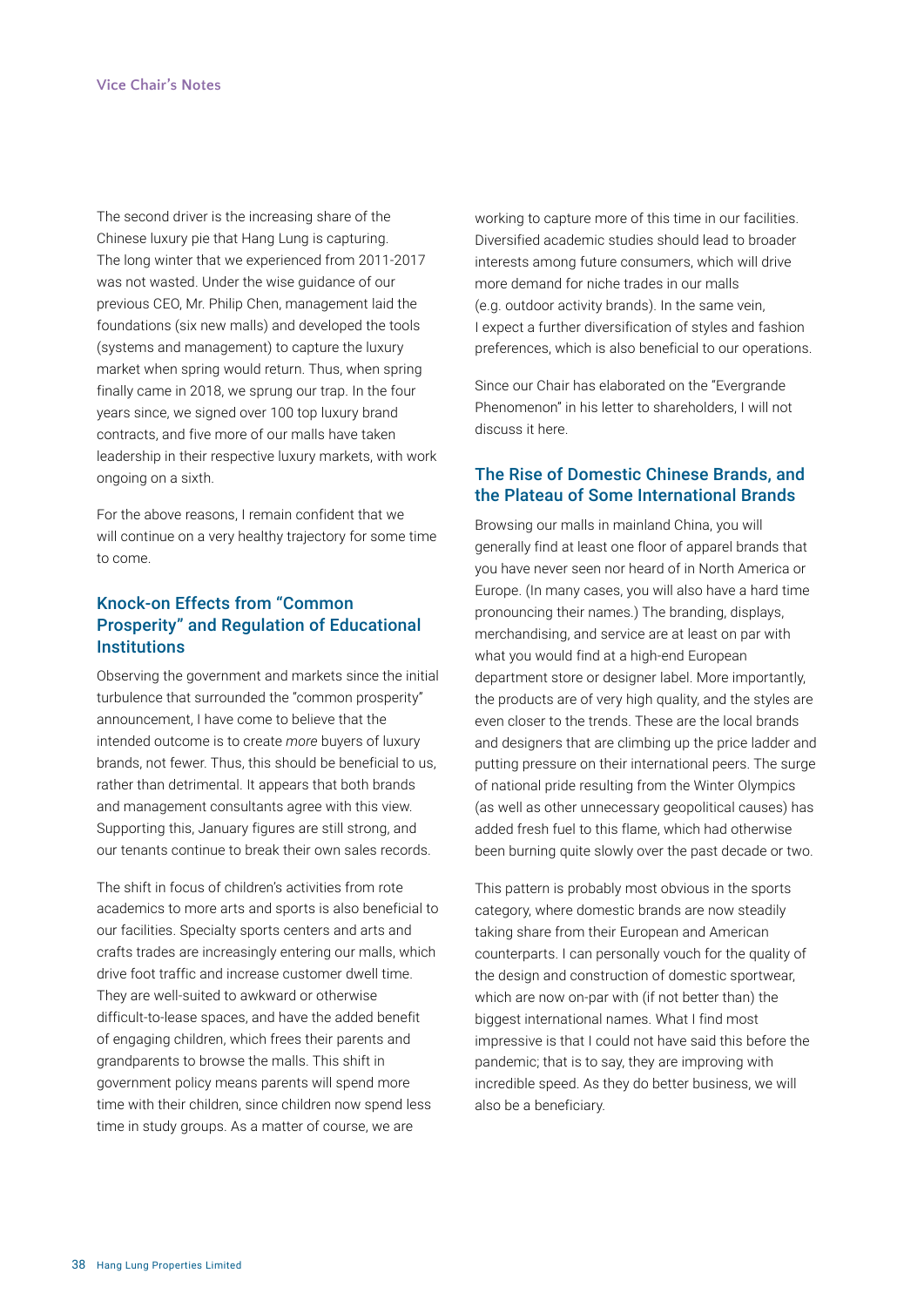The second driver is the increasing share of the Chinese luxury pie that Hang Lung is capturing. The long winter that we experienced from 2011-2017 was not wasted. Under the wise guidance of our previous CEO, Mr. Philip Chen, management laid the foundations (six new malls) and developed the tools (systems and management) to capture the luxury market when spring would return. Thus, when spring finally came in 2018, we sprung our trap. In the four years since, we signed over 100 top luxury brand contracts, and five more of our malls have taken leadership in their respective luxury markets, with work ongoing on a sixth.

For the above reasons, I remain confident that we will continue on a very healthy trajectory for some time to come.

## Knock-on Effects from "Common Prosperity" and Regulation of Educational Institutions

Observing the government and markets since the initial turbulence that surrounded the "common prosperity" announcement, I have come to believe that the intended outcome is to create *more* buyers of luxury brands, not fewer. Thus, this should be beneficial to us, rather than detrimental. It appears that both brands and management consultants agree with this view. Supporting this, January figures are still strong, and our tenants continue to break their own sales records.

The shift in focus of children's activities from rote academics to more arts and sports is also beneficial to our facilities. Specialty sports centers and arts and crafts trades are increasingly entering our malls, which drive foot traffic and increase customer dwell time. They are well-suited to awkward or otherwise difficult-to-lease spaces, and have the added benefit of engaging children, which frees their parents and grandparents to browse the malls. This shift in government policy means parents will spend more time with their children, since children now spend less time in study groups. As a matter of course, we are working to capture more of this time in our facilities. Diversified academic studies should lead to broader interests among future consumers, which will drive more demand for niche trades in our malls (e.g. outdoor activity brands). In the same vein, I expect a further diversification of styles and fashion preferences, which is also beneficial to our operations.

Since our Chair has elaborated on the "Evergrande Phenomenon" in his letter to shareholders, I will not discuss it here.

## The Rise of Domestic Chinese Brands, and the Plateau of Some International Brands

Browsing our malls in mainland China, you will generally find at least one floor of apparel brands that you have never seen nor heard of in North America or Europe. (In many cases, you will also have a hard time pronouncing their names.) The branding, displays, merchandising, and service are at least on par with what you would find at a high-end European department store or designer label. More importantly, the products are of very high quality, and the styles are even closer to the trends. These are the local brands and designers that are climbing up the price ladder and putting pressure on their international peers. The surge of national pride resulting from the Winter Olympics (as well as other unnecessary geopolitical causes) has added fresh fuel to this flame, which had otherwise been burning quite slowly over the past decade or two.

This pattern is probably most obvious in the sports category, where domestic brands are now steadily taking share from their European and American counterparts. I can personally vouch for the quality of the design and construction of domestic sportwear, which are now on-par with (if not better than) the biggest international names. What I find most impressive is that I could not have said this before the pandemic; that is to say, they are improving with incredible speed. As they do better business, we will also be a beneficiary.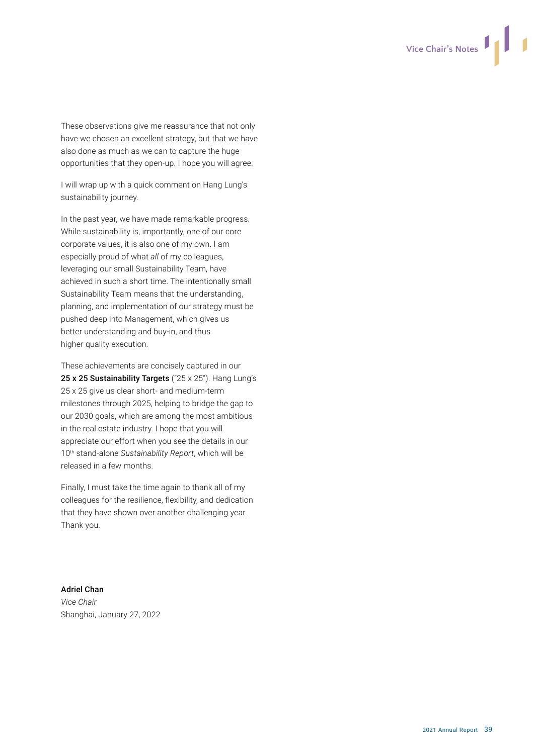These observations give me reassurance that not only have we chosen an excellent strategy, but that we have also done as much as we can to capture the huge opportunities that they open-up. I hope you will agree.

I will wrap up with a quick comment on Hang Lung's sustainability journey.

In the past year, we have made remarkable progress. While sustainability is, importantly, one of our core corporate values, it is also one of my own. I am especially proud of what *all* of my colleagues, leveraging our small Sustainability Team, have achieved in such a short time. The intentionally small Sustainability Team means that the understanding, planning, and implementation of our strategy must be pushed deep into Management, which gives us better understanding and buy-in, and thus higher quality execution.

These achievements are concisely captured in our **25 x 25 Sustainability Targets** ("25 x 25"). Hang Lung's 25 x 25 give us clear short- and medium-term milestones through 2025, helping to bridge the gap to our 2030 goals, which are among the most ambitious in the real estate industry. I hope that you will appreciate our effort when you see the details in our 10th stand-alone *Sustainability Report*, which will be released in a few months.

Finally, I must take the time again to thank all of my colleagues for the resilience, flexibility, and dedication that they have shown over another challenging year. Thank you.

**Adriel Chan**
*Vice Chair*
Shanghai, January 27, 2022